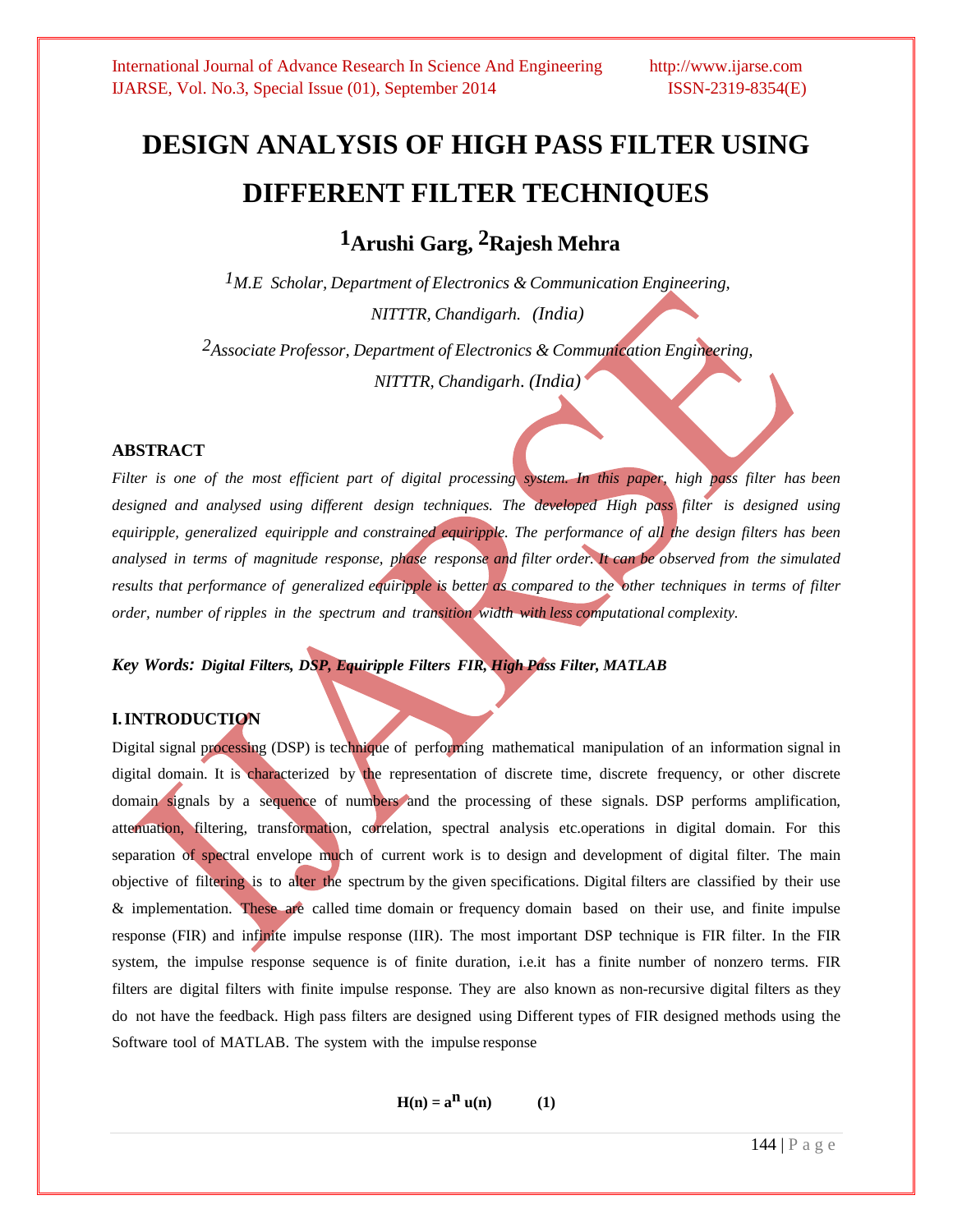# DESIGN ANALYSIS OF HIGH PASS FILTER USING DIFFERENT FILTER TECHNIQUES

## [1]Arushi Garg, [2]Rajesh Mehra

*[1]M.E Scholar, Department of Electronics & Communication Engineering, NITTTR, Chandigarh. (India)*

*[2]Associate Professor, Department of Electronics & Communication Engineering, NITTTR, Chandigarh. (India)*

### ABSTRACT

*Filter is one of the most efficient part of digital processing system. In this paper, high pass filter has been designed and analysed using different design techniques. The developed High pass filter is designed using equiripple, generalized equiripple and constrained equiripple. The performance of all the design filters has been analysed in terms of magnitude response, phase response and filter order. It can be observed from the simulated results that performance of generalized equiripple is better as compared to the other techniques in terms of filter order, number of ripples in the spectrum and transition width with less computational complexity.*

***Key Words:*** ***Digital Filters, DSP, Equiripple Filters FIR, High Pass Filter, MATLAB***

### I. INTRODUCTION

Digital signal processing (DSP) is technique of performing mathematical manipulation of an information signal in digital domain. It is characterized by the representation of discrete time, discrete frequency, or other discrete domain signals by a sequence of numbers and the processing of these signals. DSP performs amplification, attenuation, filtering, transformation, correlation, spectral analysis etc.operations in digital domain. For this separation of spectral envelope much of current work is to design and development of digital filter. The main objective of filtering is to alter the spectrum by the given specifications. Digital filters are classified by their use & implementation. These are called time domain or frequency domain based on their use, and finite impulse response (FIR) and infinite impulse response (IIR). The most important DSP technique is FIR filter. In the FIR system, the impulse response sequence is of finite duration, i.e.it has a finite number of nonzero terms. FIR filters are digital filters with finite impulse response. They are also known as non-recursive digital filters as they do not have the feedback. High pass filters are designed using Different types of FIR designed methods using the Software tool of MATLAB. The system with the impulse response

$$H(n) = a^n u(n) \qquad (1)$$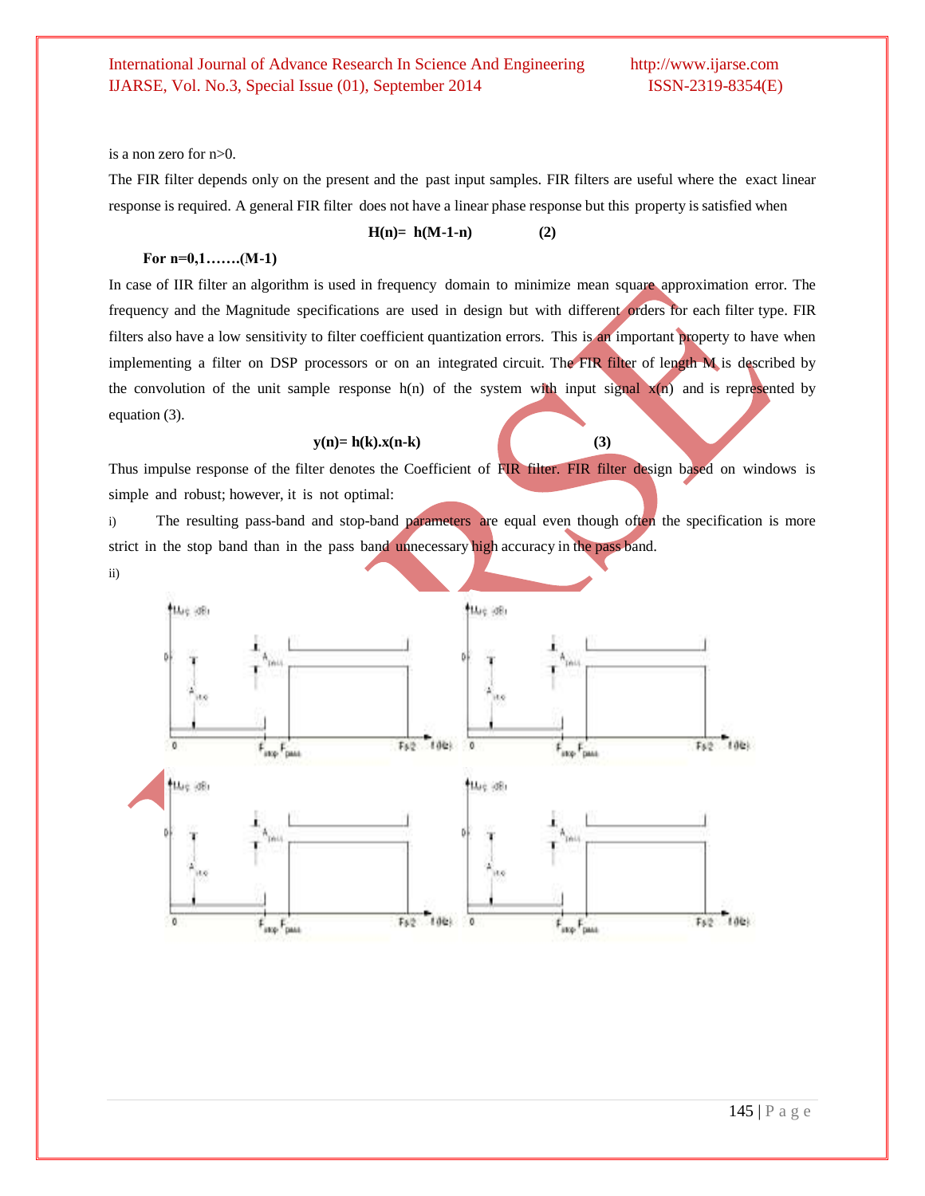is a non zero for n>0.

The FIR filter depends only on the present and the past input samples. FIR filters are useful where the exact linear response is required. A general FIR filter does not have a linear phase response but this property is satisfied when

$$H(n)= h(M-1-n) \qquad (2)$$

**For n=0,1…….(M-1)**

In case of IIR filter an algorithm is used in frequency domain to minimize mean square approximation error. The frequency and the Magnitude specifications are used in design but with different orders for each filter type. FIR filters also have a low sensitivity to filter coefficient quantization errors. This is an important property to have when implementing a filter on DSP processors or on an integrated circuit. The FIR filter of length M is described by the convolution of the unit sample response h(n) of the system with input signal x(n) and is represented by equation (3).

$$y(n)= h(k).x(n-k) \qquad (3)$$

Thus impulse response of the filter denotes the Coefficient of FIR filter. FIR filter design based on windows is simple and robust; however, it is not optimal:

i) The resulting pass-band and stop-band parameters are equal even though often the specification is more strict in the stop band than in the pass band unnecessary high accuracy in the pass band.

ii)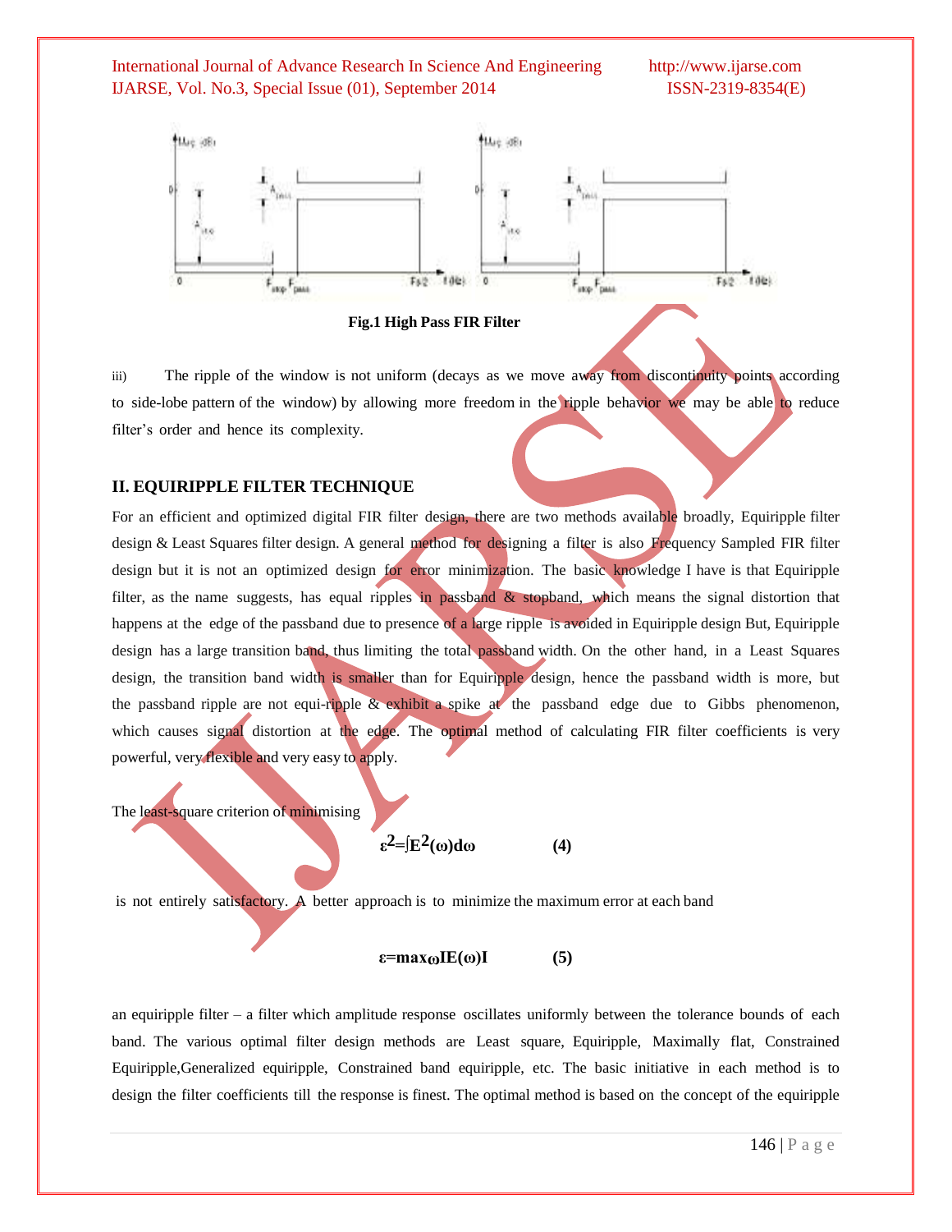Fig.1 High Pass FIR Filter

iii) The ripple of the window is not uniform (decays as we move away from discontinuity points according to side-lobe pattern of the window) by allowing more freedom in the ripple behavior we may be able to reduce filter's order and hence its complexity.

## II. EQUIRIPPLE FILTER TECHNIQUE

For an efficient and optimized digital FIR filter design, there are two methods available broadly, Equiripple filter design & Least Squares filter design. A general method for designing a filter is also Frequency Sampled FIR filter design but it is not an optimized design for error minimization. The basic knowledge I have is that Equiripple filter, as the name suggests, has equal ripples in passband & stopband, which means the signal distortion that happens at the edge of the passband due to presence of a large ripple is avoided in Equiripple design But, Equiripple design has a large transition band, thus limiting the total passband width. On the other hand, in a Least Squares design, the transition band width is smaller than for Equiripple design, hence the passband width is more, but the passband ripple are not equi-ripple & exhibit a spike at the passband edge due to Gibbs phenomenon, which causes signal distortion at the edge. The optimal method of calculating FIR filter coefficients is very powerful, very flexible and very easy to apply.

The least-square criterion of minimising

$$\varepsilon^2=\int E^2(\omega)d\omega \qquad (4)$$

is not entirely satisfactory. A better approach is to minimize the maximum error at each band

$$\varepsilon=\max_{\omega}|E(\omega)| \qquad (5)$$

an equiripple filter – a filter which amplitude response oscillates uniformly between the tolerance bounds of each band. The various optimal filter design methods are Least square, Equiripple, Maximally flat, Constrained Equiripple,Generalized equiripple, Constrained band equiripple, etc. The basic initiative in each method is to design the filter coefficients till the response is finest. The optimal method is based on the concept of the equiripple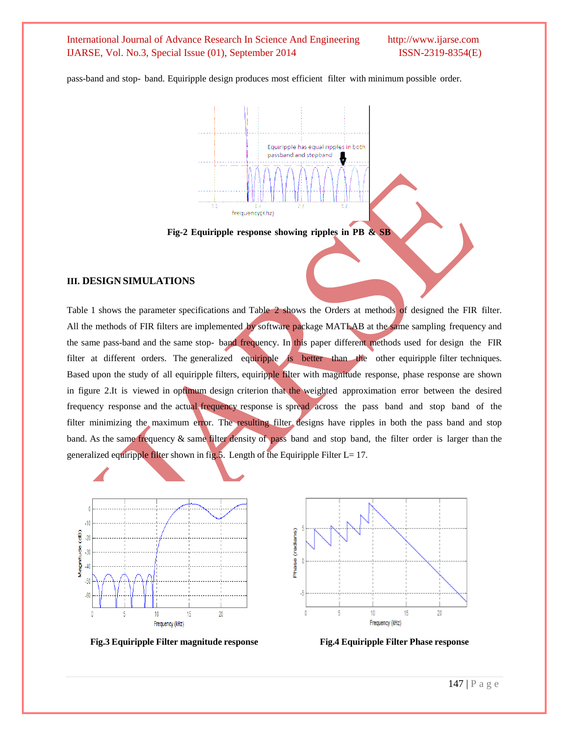pass-band and stop- band. Equiripple design produces most efficient filter with minimum possible order.

**Fig-2 Equiripple response showing ripples in PB & SB**

### III. DESIGN SIMULATIONS

Table 1 shows the parameter specifications and Table 2 shows the Orders at methods of designed the FIR filter. All the methods of FIR filters are implemented by software package MATLAB at the same sampling frequency and the same pass-band and the same stop- band frequency. In this paper different methods used for design the FIR filter at different orders. The generalized equiripple is better than the other equiripple filter techniques. Based upon the study of all equiripple filters, equiripple filter with magnitude response, phase response are shown in figure 2.It is viewed in optimum design criterion that the weighted approximation error between the desired frequency response and the actual frequency response is spread across the pass band and stop band of the filter minimizing the maximum error. The resulting filter designs have ripples in both the pass band and stop band. As the same frequency & same filter density of pass band and stop band, the filter order is larger than the generalized equiripple filter shown in fig.5. Length of the Equiripple Filter L= 17.

**Fig.3 Equiripple Filter magnitude response**

**Fig.4 Equiripple Filter Phase response**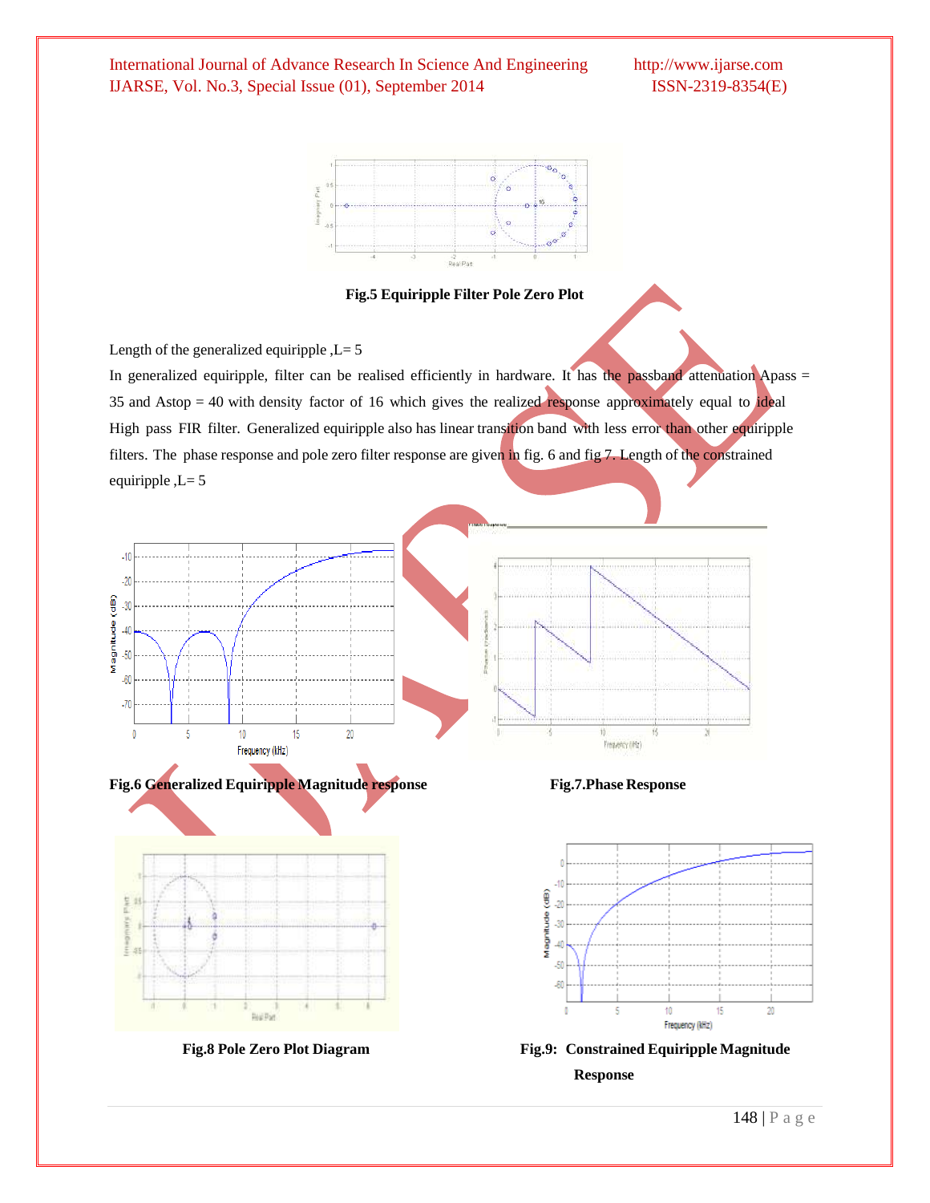**Fig.5 Equiripple Filter Pole Zero Plot**

Length of the generalized equiripple ,L= 5

In generalized equiripple, filter can be realised efficiently in hardware. It has the passband attenuation Apass = 35 and Astop = 40 with density factor of 16 which gives the realized response approximately equal to ideal High pass FIR filter. Generalized equiripple also has linear transition band with less error than other equiripple filters. The phase response and pole zero filter response are given in fig. 6 and fig 7. Length of the constrained equiripple ,L= 5

**Fig.6 Generalized Equiripple Magnitude response**

**Fig.7.Phase Response**

**Fig.8 Pole Zero Plot Diagram**

**Fig.9: Constrained Equiripple Magnitude Response**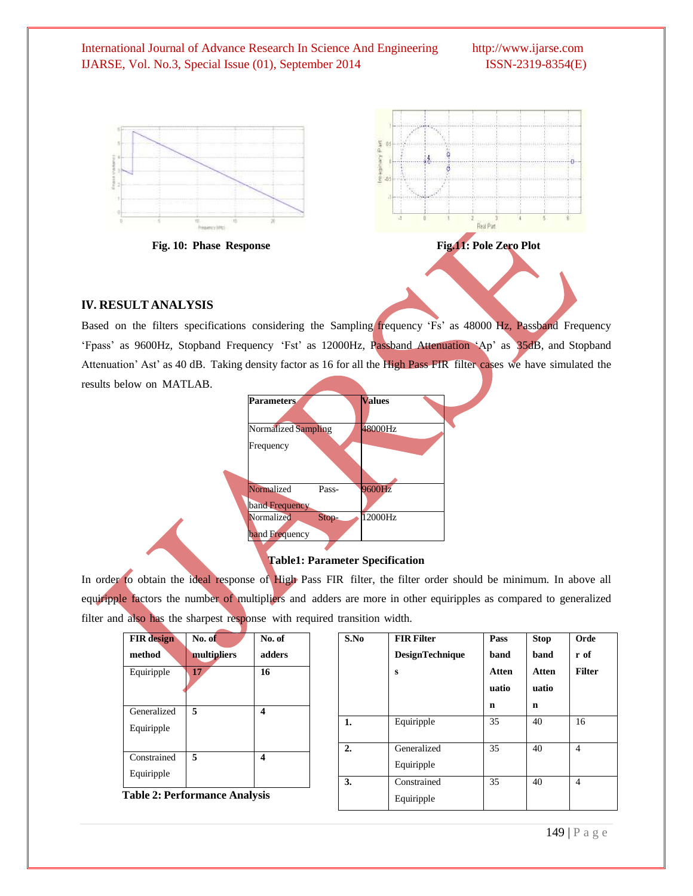Fig. 10: Phase Response

Fig.11: Pole Zero Plot

## IV. RESULT ANALYSIS

Based on the filters specifications considering the Sampling frequency 'Fs' as 48000 Hz, Passband Frequency 'Fpass' as 9600Hz, Stopband Frequency 'Fst' as 12000Hz, Passband Attenuation 'Ap' as 35dB, and Stopband Attenuation' Ast' as 40 dB. Taking density factor as 16 for all the High Pass FIR filter cases we have simulated the results below on MATLAB.

| Parameters | Values |
|---|---|
| Normalized Sampling Frequency | 48000Hz |
| Normalized Pass-band Frequency | 9600Hz |
| Normalized Stop-band Frequency | 12000Hz |

**Table1: Parameter Specification**

In order to obtain the ideal response of High Pass FIR filter, the filter order should be minimum. In above all equiripple factors the number of multipliers and adders are more in other equiripples as compared to generalized filter and also has the sharpest response with required transition width.

| FIR design method | No. of multipliers | No. of adders |
|---|---|---|
| Equiripple | **17** | **16** |
| Generalized Equiripple | **5** | **4** |
| Constrained Equiripple | **5** | **4** |

**Table 2: Performance Analysis**

| S.No | FIR Filter DesignTechniques | Pass band Attenuation | Stop band Attenuation | Order of Filter |
|---|---|---|---|---|
| **1.** | Equiripple | 35 | 40 | 16 |
| **2.** | Generalized Equiripple | 35 | 40 | 4 |
| **3.** | Constrained Equiripple | 35 | 40 | 4 |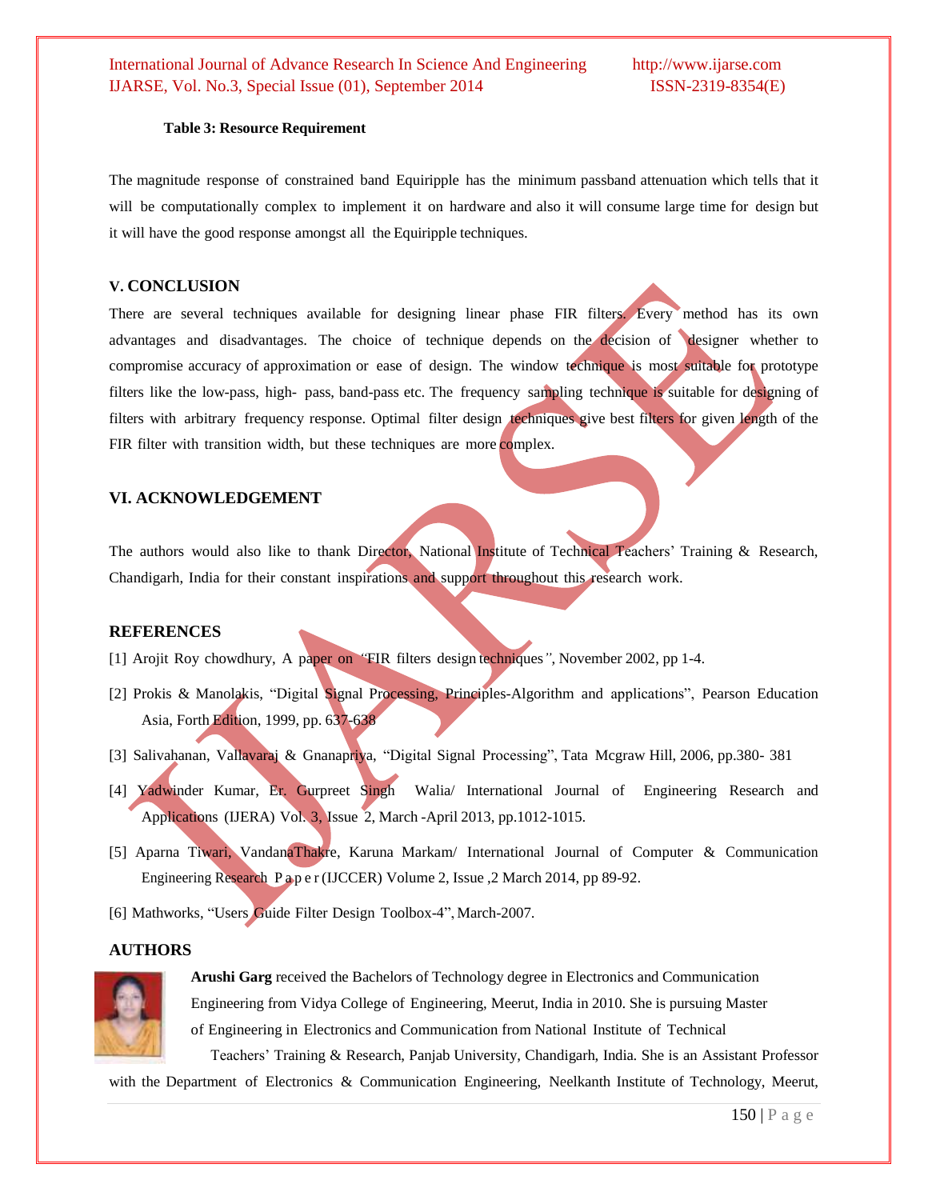**Table 3: Resource Requirement**

The magnitude response of constrained band Equiripple has the minimum passband attenuation which tells that it will be computationally complex to implement it on hardware and also it will consume large time for design but it will have the good response amongst all the Equiripple techniques.

## V. CONCLUSION

There are several techniques available for designing linear phase FIR filters. Every method has its own advantages and disadvantages. The choice of technique depends on the decision of designer whether to compromise accuracy of approximation or ease of design. The window technique is most suitable for prototype filters like the low-pass, high- pass, band-pass etc. The frequency sampling technique is suitable for designing of filters with arbitrary frequency response. Optimal filter design techniques give best filters for given length of the FIR filter with transition width, but these techniques are more complex.

## VI. ACKNOWLEDGEMENT

The authors would also like to thank Director, National Institute of Technical Teachers' Training & Research, Chandigarh, India for their constant inspirations and support throughout this research work.

## REFERENCES

[1] Arojit Roy chowdhury, A paper on *"FIR filters design techniques"*, November 2002, pp 1-4.

[2] Prokis & Manolakis, "Digital Signal Processing, Principles-Algorithm and applications", Pearson Education Asia, Forth Edition, 1999, pp. 637-638

[3] Salivahanan, Vallavaraj & Gnanapriya, "Digital Signal Processing", Tata Mcgraw Hill, 2006, pp.380- 381

[4] Yadwinder Kumar, Er. Gurpreet Singh Walia/ International Journal of Engineering Research and Applications (IJERA) Vol. 3, Issue 2, March -April 2013, pp.1012-1015.

[5] Aparna Tiwari, VandanaThakre, Karuna Markam/ International Journal of Computer & Communication Engineering Research P a p e r (IJCCER) Volume 2, Issue ,2 March 2014, pp 89-92.

[6] Mathworks, "Users Guide Filter Design Toolbox-4", March-2007.

## AUTHORS

**Arushi Garg** received the Bachelors of Technology degree in Electronics and Communication Engineering from Vidya College of Engineering, Meerut, India in 2010. She is pursuing Master of Engineering in Electronics and Communication from National Institute of Technical Teachers' Training & Research, Panjab University, Chandigarh, India. She is an Assistant Professor with the Department of Electronics & Communication Engineering, Neelkanth Institute of Technology, Meerut,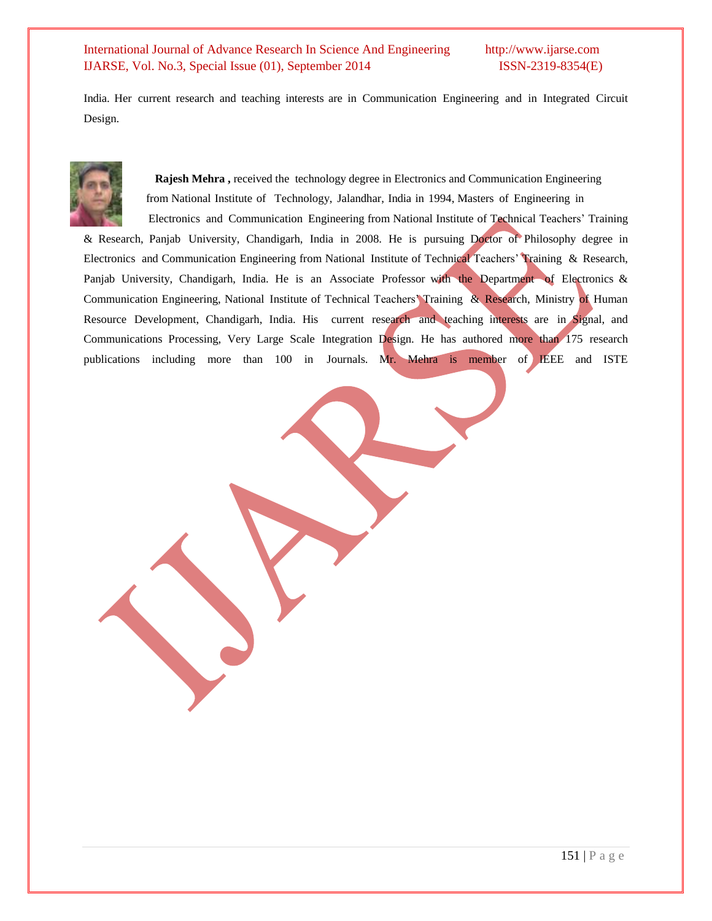India. Her current research and teaching interests are in Communication Engineering and in Integrated Circuit Design.

**Rajesh Mehra ,** received the technology degree in Electronics and Communication Engineering from National Institute of Technology, Jalandhar, India in 1994, Masters of Engineering in Electronics and Communication Engineering from National Institute of Technical Teachers' Training & Research, Panjab University, Chandigarh, India in 2008. He is pursuing Doctor of Philosophy degree in Electronics and Communication Engineering from National Institute of Technical Teachers' Training & Research, Panjab University, Chandigarh, India. He is an Associate Professor with the Department of Electronics & Communication Engineering, National Institute of Technical Teachers' Training & Research, Ministry of Human Resource Development, Chandigarh, India. His current research and teaching interests are in Signal, and Communications Processing, Very Large Scale Integration Design. He has authored more than 175 research publications including more than 100 in Journals. Mr. Mehra is member of IEEE and ISTE